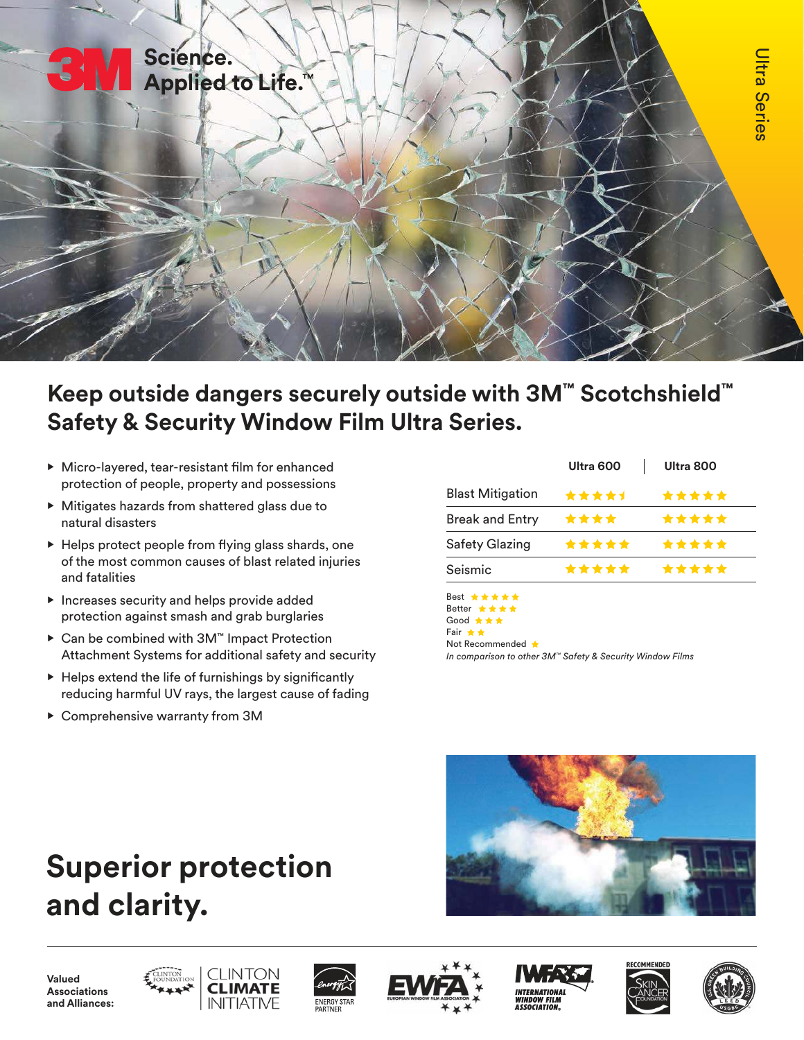3M Science. Applied to Life.™

Ultra Series

# Keep outside dangers securely outside with 3M™ Scotchshield™ Safety & Security Window Film Ultra Series.

- Micro-layered, tear-resistant film for enhanced protection of people, property and possessions
- Mitigates hazards from shattered glass due to natural disasters
- Helps protect people from flying glass shards, one of the most common causes of blast related injuries and fatalities
- Increases security and helps provide added protection against smash and grab burglaries
- Can be combined with 3M™ Impact Protection Attachment Systems for additional safety and security
- Helps extend the life of furnishings by significantly reducing harmful UV rays, the largest cause of fading
- Comprehensive warranty from 3M

| | Ultra 600 | Ultra 800 |
|---|---|---|
| Blast Mitigation | ★★★★½ | ★★★★★ |
| Break and Entry | ★★★★ | ★★★★★ |
| Safety Glazing | ★★★★★ | ★★★★★ |
| Seismic | ★★★★★ | ★★★★★ |

Best ★★★★★
Better ★★★★
Good ★★★
Fair ★★
Not Recommended ★

*In comparison to other 3M™ Safety & Security Window Films*

# Superior protection and clarity.

**Valued Associations and Alliances:** Clinton Foundation Clinton Climate Initiative, Energy Star Partner, EWFA European Window Film Association, IWFA International Window Film Association, Recommended Skin Cancer Foundation, U.S. Green Building Council LEED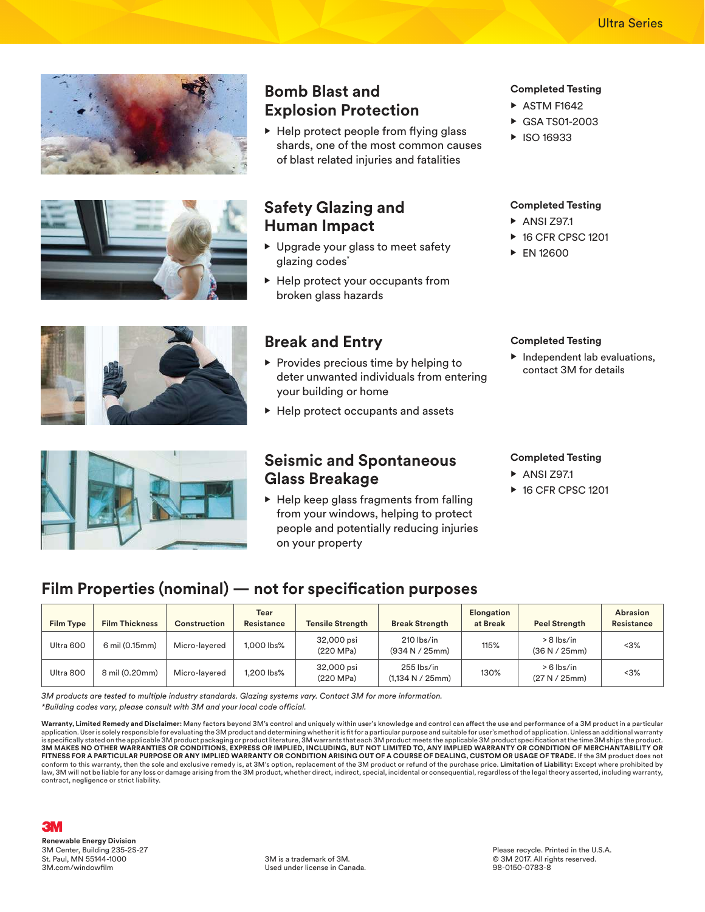## Bomb Blast and Explosion Protection

- Help protect people from flying glass shards, one of the most common causes of blast related injuries and fatalities

**Completed Testing**

- ASTM F1642
- GSA TS01-2003
- ISO 16933

## Safety Glazing and Human Impact

- Upgrade your glass to meet safety glazing codes*
- Help protect your occupants from broken glass hazards

**Completed Testing**

- ANSI Z97.1
- 16 CFR CPSC 1201
- EN 12600

## Break and Entry

- Provides precious time by helping to deter unwanted individuals from entering your building or home
- Help protect occupants and assets

**Completed Testing**

- Independent lab evaluations, contact 3M for details

## Seismic and Spontaneous Glass Breakage

- Help keep glass fragments from falling from your windows, helping to protect people and potentially reducing injuries on your property

**Completed Testing**

- ANSI Z97.1
- 16 CFR CPSC 1201

## Film Properties (nominal) — not for specification purposes

| Film Type | Film Thickness | Construction | Tear Resistance | Tensile Strength | Break Strength | Elongation at Break | Peel Strength | Abrasion Resistance |
|---|---|---|---|---|---|---|---|---|
| Ultra 600 | 6 mil (0.15mm) | Micro-layered | 1,000 lbs% | 32,000 psi (220 MPa) | 210 lbs/in (934 N / 25mm) | 115% | > 8 lbs/in (36 N / 25mm) | <3% |
| Ultra 800 | 8 mil (0.20mm) | Micro-layered | 1,200 lbs% | 32,000 psi (220 MPa) | 255 lbs/in (1,134 N / 25mm) | 130% | > 6 lbs/in (27 N / 25mm) | <3% |

*3M products are tested to multiple industry standards. Glazing systems vary. Contact 3M for more information.*

*\*Building codes vary, please consult with 3M and your local code official.*

**Warranty, Limited Remedy and Disclaimer:** Many factors beyond 3M's control and uniquely within user's knowledge and control can affect the use and performance of a 3M product in a particular application. User is solely responsible for evaluating the 3M product and determining whether it is fit for a particular purpose and suitable for user's method of application. Unless an additional warranty is specifically stated on the applicable 3M product packaging or product literature, 3M warrants that each 3M product meets the applicable 3M product specification at the time 3M ships the product. **3M MAKES NO OTHER WARRANTIES OR CONDITIONS, EXPRESS OR IMPLIED, INCLUDING, BUT NOT LIMITED TO, ANY IMPLIED WARRANTY OR CONDITION OF MERCHANTABILITY OR FITNESS FOR A PARTICULAR PURPOSE OR ANY IMPLIED WARRANTY OR CONDITION ARISING OUT OF A COURSE OF DEALING, CUSTOM OR USAGE OF TRADE.** If the 3M product does not conform to this warranty, then the sole and exclusive remedy is, at 3M's option, replacement of the 3M product or refund of the purchase price. **Limitation of Liability:** Except where prohibited by law, 3M will not be liable for any loss or damage arising from the 3M product, whether direct, indirect, special, incidental or consequential, regardless of the legal theory asserted, including warranty, contract, negligence or strict liability.

**3M**

**Renewable Energy Division**
3M Center, Building 235-2S-27
St. Paul, MN 55144-1000
3M.com/windowfilm

3M is a trademark of 3M.
Used under license in Canada.

Please recycle. Printed in the U.S.A.
© 3M 2017. All rights reserved.
98-0150-0783-8